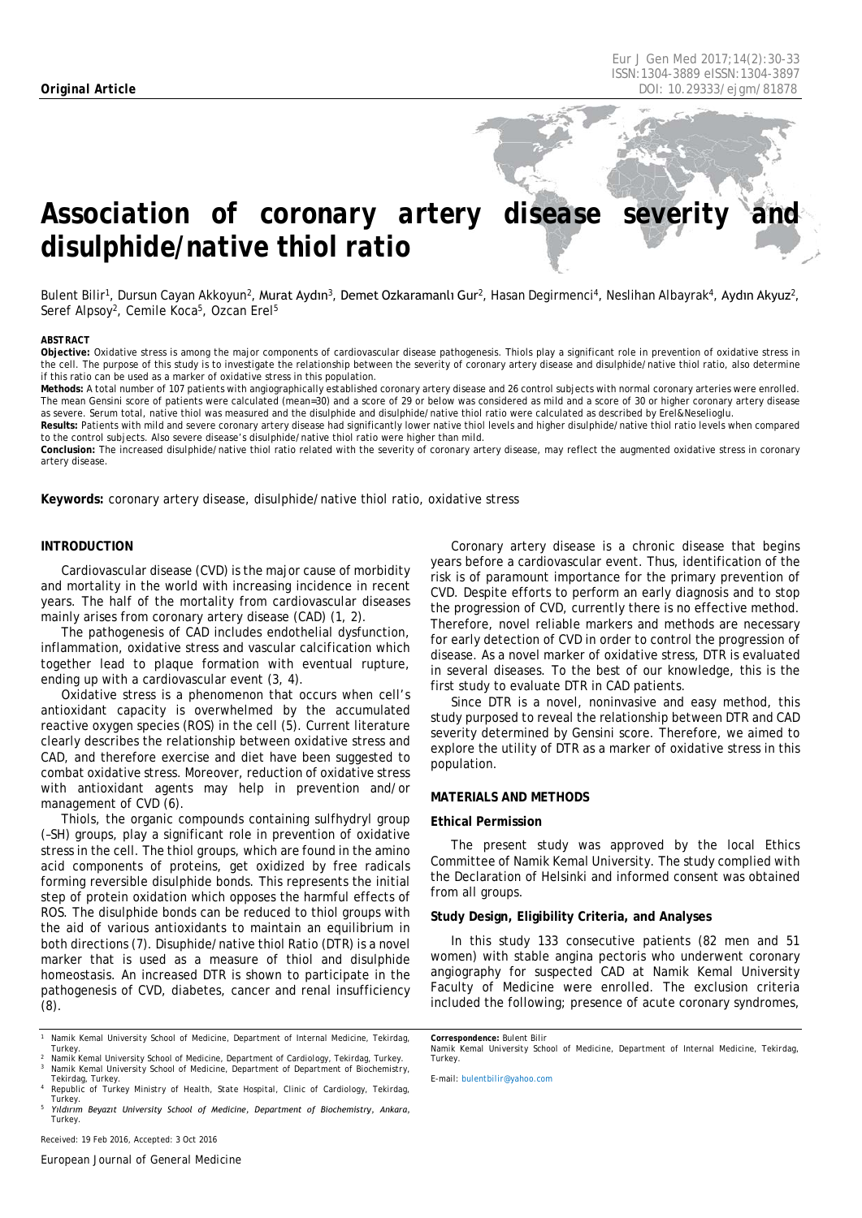**Original Article**

# Association of coronary artery disease severity and disulphide/native thiol ratio

Bulent Bilir[1], Dursun Cayan Akkoyun[2], Murat Aydın[3], Demet Ozkaramanlı Gur[2], Hasan Degirmenci[4], Neslihan Albayrak[4], Aydın Akyuz[2], Seref Alpsoy[2], Cemile Koca[5], Ozcan Erel[5]

### ABSTRACT

**Objective:** Oxidative stress is among the major components of cardiovascular disease pathogenesis. Thiols play a significant role in prevention of oxidative stress in the cell. The purpose of this study is to investigate the relationship between the severity of coronary artery disease and disulphide/native thiol ratio, also determine if this ratio can be used as a marker of oxidative stress in this population.

**Methods:** A total number of 107 patients with angiographically established coronary artery disease and 26 control subjects with normal coronary arteries were enrolled. The mean Gensini score of patients were calculated (mean=30) and a score of 29 or below was considered as mild and a score of 30 or higher coronary artery disease as severe. Serum total, native thiol was measured and the disulphide and disulphide/native thiol ratio were calculated as described by Erel&Neselioglu.

**Results:** Patients with mild and severe coronary artery disease had significantly lower native thiol levels and higher disulphide/native thiol ratio levels when compared to the control subjects. Also severe disease's disulphide/native thiol ratio were higher than mild.

**Conclusion:** The increased disulphide/native thiol ratio related with the severity of coronary artery disease, may reflect the augmented oxidative stress in coronary artery disease.

**Keywords:** coronary artery disease, disulphide/native thiol ratio, oxidative stress

## INTRODUCTION

Cardiovascular disease (CVD) is the major cause of morbidity and mortality in the world with increasing incidence in recent years. The half of the mortality from cardiovascular diseases mainly arises from coronary artery disease (CAD) (1, 2).

The pathogenesis of CAD includes endothelial dysfunction, inflammation, oxidative stress and vascular calcification which together lead to plaque formation with eventual rupture, ending up with a cardiovascular event (3, 4).

Oxidative stress is a phenomenon that occurs when cell's antioxidant capacity is overwhelmed by the accumulated reactive oxygen species (ROS) in the cell (5). Current literature clearly describes the relationship between oxidative stress and CAD, and therefore exercise and diet have been suggested to combat oxidative stress. Moreover, reduction of oxidative stress with antioxidant agents may help in prevention and/or management of CVD (6).

Thiols, the organic compounds containing sulfhydryl group (–SH) groups, play a significant role in prevention of oxidative stress in the cell. The thiol groups, which are found in the amino acid components of proteins, get oxidized by free radicals forming reversible disulphide bonds. This represents the initial step of protein oxidation which opposes the harmful effects of ROS. The disulphide bonds can be reduced to thiol groups with the aid of various antioxidants to maintain an equilibrium in both directions (7). Disuphide/native thiol Ratio (DTR) is a novel marker that is used as a measure of thiol and disulphide homeostasis. An increased DTR is shown to participate in the pathogenesis of CVD, diabetes, cancer and renal insufficiency (8).

Coronary artery disease is a chronic disease that begins years before a cardiovascular event. Thus, identification of the risk is of paramount importance for the primary prevention of CVD. Despite efforts to perform an early diagnosis and to stop the progression of CVD, currently there is no effective method. Therefore, novel reliable markers and methods are necessary for early detection of CVD in order to control the progression of disease. As a novel marker of oxidative stress, DTR is evaluated in several diseases. To the best of our knowledge, this is the first study to evaluate DTR in CAD patients.

Since DTR is a novel, noninvasive and easy method, this study purposed to reveal the relationship between DTR and CAD severity determined by Gensini score. Therefore, we aimed to explore the utility of DTR as a marker of oxidative stress in this population.

## MATERIALS AND METHODS

### Ethical Permission

The present study was approved by the local Ethics Committee of Namik Kemal University. The study complied with the Declaration of Helsinki and informed consent was obtained from all groups.

### Study Design, Eligibility Criteria, and Analyses

In this study 133 consecutive patients (82 men and 51 women) with stable angina pectoris who underwent coronary angiography for suspected CAD at Namik Kemal University Faculty of Medicine were enrolled. The exclusion criteria included the following; presence of acute coronary syndromes,

---

[1] Namik Kemal University School of Medicine, Department of Internal Medicine, Tekirdag, Turkey.
[2] Namik Kemal University School of Medicine, Department of Cardiology, Tekirdag, Turkey.
[3] Namik Kemal University School of Medicine, Department of Department of Biochemistry, Tekirdag, Turkey.
[4] Republic of Turkey Ministry of Health, State Hospital, Clinic of Cardiology, Tekirdag, Turkey.
[5] *Yıldırım Beyazıt University School of Medicine, Department of Biochemistry, Ankara*, Turkey.

Received: 19 Feb 2016, Accepted: 3 Oct 2016

**Correspondence:** Bulent Bilir
Namik Kemal University School of Medicine, Department of Internal Medicine, Tekirdag, Turkey.

E-mail: bulentbilir@yahoo.com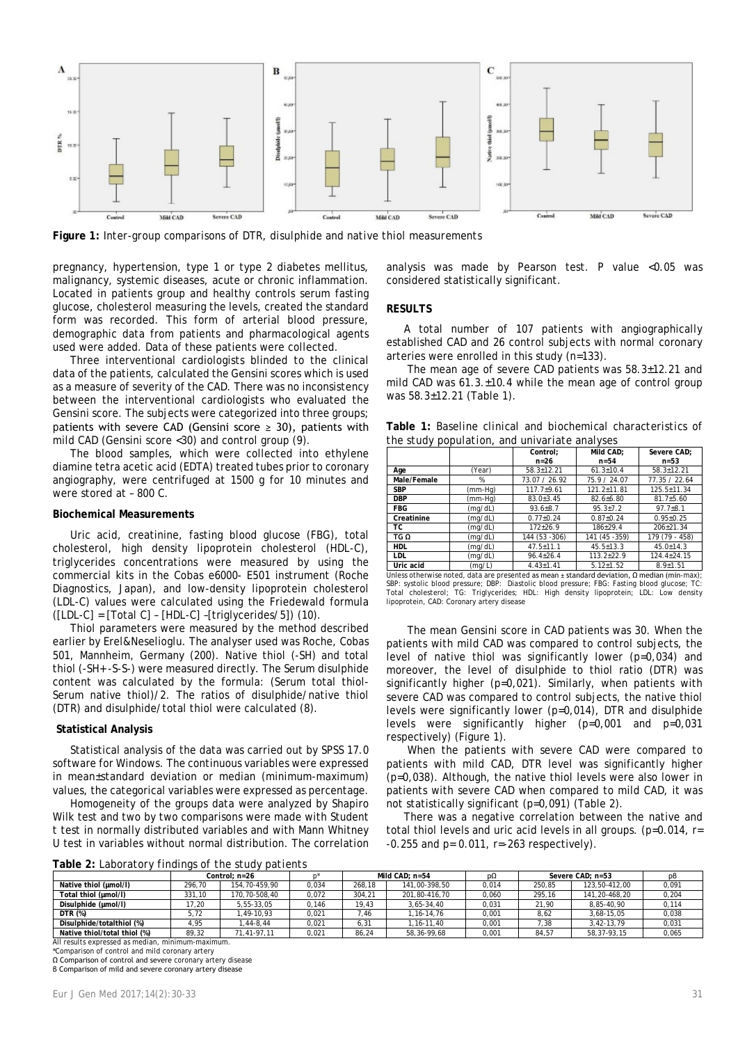**Figure 1:** Inter-group comparisons of DTR, disulphide and native thiol measurements

pregnancy, hypertension, type 1 or type 2 diabetes mellitus, malignancy, systemic diseases, acute or chronic inflammation. Located in patients group and healthy controls serum fasting glucose, cholesterol measuring the levels, created the standard form was recorded. This form of arterial blood pressure, demographic data from patients and pharmacological agents used were added. Data of these patients were collected.

Three interventional cardiologists blinded to the clinical data of the patients, calculated the Gensini scores which is used as a measure of severity of the CAD. There was no inconsistency between the interventional cardiologists who evaluated the Gensini score. The subjects were categorized into three groups; patients with severe CAD (Gensini score ≥ 30), patients with mild CAD (Gensini score <30) and control group (9).

The blood samples, which were collected into ethylene diamine tetra acetic acid (EDTA) treated tubes prior to coronary angiography, were centrifuged at 1500 g for 10 minutes and were stored at – 800 C.

**Biochemical Measurements**

Uric acid, creatinine, fasting blood glucose (FBG), total cholesterol, high density lipoprotein cholesterol (HDL-C), triglycerides concentrations were measured by using the commercial kits in the Cobas e6000- E501 instrument (Roche Diagnostics, Japan), and low-density lipoprotein cholesterol (LDL-C) values were calculated using the Friedewald formula ([LDL-C] = [Total C] – [HDL-C] –[triglycerides/5]) (10).

Thiol parameters were measured by the method described earlier by Erel&Neselioglu. The analyser used was Roche, Cobas 501, Mannheim, Germany (200). Native thiol (-SH) and total thiol (-SH+ -S-S-) were measured directly. The Serum disulphide content was calculated by the formula: (Serum total thiol- Serum native thiol)/2. The ratios of disulphide/native thiol (DTR) and disulphide/total thiol were calculated (8).

**Statistical Analysis**

Statistical analysis of the data was carried out by SPSS 17.0 software for Windows. The continuous variables were expressed in mean±standard deviation or median (minimum-maximum) values, the categorical variables were expressed as percentage.

Homogeneity of the groups data were analyzed by Shapiro Wilk test and two by two comparisons were made with Student t test in normally distributed variables and with Mann Whitney U test in variables without normal distribution. The correlation analysis was made by Pearson test. P value <0.05 was considered statistically significant.

## RESULTS

A total number of 107 patients with angiographically established CAD and 26 control subjects with normal coronary arteries were enrolled in this study (n=133).

The mean age of severe CAD patients was 58.3±12.21 and mild CAD was 61.3.±10.4 while the mean age of control group was 58.3±12.21 (Table 1).

**Table 1:** Baseline clinical and biochemical characteristics of the study population, and univariate analyses

| | | Control; n=26 | Mild CAD; n=54 | Severe CAD; n=53 |
|---|---|---|---|---|
| Age | (Year) | 58.3±12.21 | 61.3±10.4 | 58.3±12.21 |
| Male/Female | % | 73.07 / 26.92 | 75.9 / 24.07 | 77.35 / 22.64 |
| SBP | (mm-Hg) | 117.7±9.61 | 121.2±11.81 | 125.5±11.34 |
| DBP | (mm-Hg) | 83.0±3.45 | 82.6±6.80 | 81.7±5.60 |
| FBG | (mg/dL) | 93.6±8.7 | 95.3±7.2 | 97.7±8.1 |
| Creatinine | (mg/dL) | 0.77±0.24 | 0.87±0.24 | 0.95±0.25 |
| TC | (mg/dL) | 172±26.9 | 186±29.4 | 206±21.34 |
| TG Ω | (mg/dL) | 144 (53 -306) | 141 (45 -359) | 179 (79 - 458) |
| HDL | (mg/dL) | 47.5±11.1 | 45.5±13.3 | 45.0±14.3 |
| LDL | (mg/dL) | 96.4±26.4 | 113.2±22.9 | 124.4±24.15 |
| Uric acid | (mg/L) | 4.43±1.41 | 5.12±1.52 | 8.9±1.51 |

Unless otherwise noted, data are presented as mean ± standard deviation, Ω median (min-max); SBP: systolic blood pressure; DBP: Diastolic blood pressure; FBG: Fasting blood glucose; TC: Total cholesterol; TG: Triglycerides; HDL: High density lipoprotein; LDL: Low density lipoprotein, CAD: Coronary artery disease

The mean Gensini score in CAD patients was 30. When the patients with mild CAD was compared to control subjects, the level of native thiol was significantly lower (p=0,034) and moreover, the level of disulphide to thiol ratio (DTR) was significantly higher (p=0,021). Similarly, when patients with severe CAD was compared to control subjects, the native thiol levels were significantly lower (p=0,014), DTR and disulphide levels were significantly higher (p=0,001 and p=0,031 respectively) (Figure 1).

When the patients with severe CAD were compared to patients with mild CAD, DTR level was significantly higher (p=0,038). Although, the native thiol levels were also lower in patients with severe CAD when compared to mild CAD, it was not statistically significant (p=0,091) (Table 2).

There was a negative correlation between the native and total thiol levels and uric acid levels in all groups. (p=0.014, r= -0.255 and p= 0.011, r=-263 respectively).

**Table 2:** Laboratory findings of the study patients

| | Control; n=26 | | p* | Mild CAD; n=54 | | pΩ | Severe CAD; n=53 | | pß |
|---|---|---|---|---|---|---|---|---|---|
| Native thiol (µmol/l) | 296,70 | 154,70-459,90 | 0,034 | 268,18 | 141,00-398,50 | 0,014 | 250,85 | 123,50-412,00 | 0,091 |
| Total thiol (µmol/l) | 331,10 | 170,70-508,40 | 0,072 | 304,21 | 201,80-416,70 | 0,060 | 295,16 | 141,20-468,20 | 0,204 |
| Disulphide (µmol/l) | 17,20 | 5,55-33,05 | 0,146 | 19,43 | 3,65-34,40 | 0,031 | 21,90 | 8,85-40,90 | 0,114 |
| DTR (%) | 5,72 | 1,49-10,93 | 0,021 | 7,46 | 1,16-14,76 | 0,001 | 8,62 | 3,68-15,05 | 0,038 |
| Disulphide/totalthiol (%) | 4,95 | 1,44-8,44 | 0,021 | 6,31 | 1,16-11,40 | 0,001 | 7,38 | 3,42-13,79 | 0,031 |
| Native thiol/total thiol (%) | 89,32 | 71,41-97,11 | 0,021 | 86,24 | 58,36-99,68 | 0,001 | 84,57 | 58,37-93,15 | 0,065 |

All results expressed as median, minimum-maximum.
*Comparison of control and mild coronary artery
Ω Comparison of control and severe coronary artery disease
ß Comparison of mild and severe coronary artery disease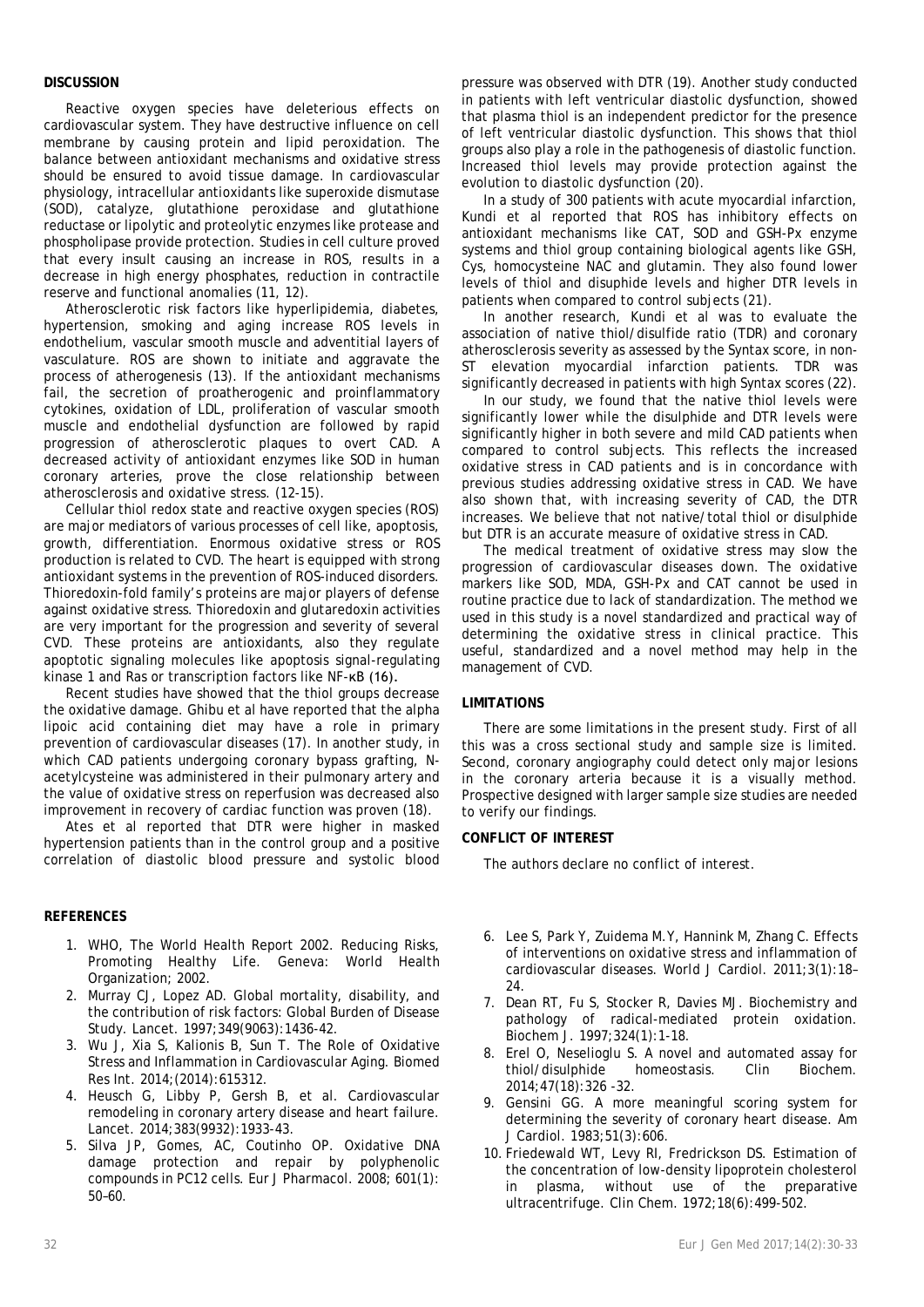## DISCUSSION

Reactive oxygen species have deleterious effects on cardiovascular system. They have destructive influence on cell membrane by causing protein and lipid peroxidation. The balance between antioxidant mechanisms and oxidative stress should be ensured to avoid tissue damage. In cardiovascular physiology, intracellular antioxidants like superoxide dismutase (SOD), catalyze, glutathione peroxidase and glutathione reductase or lipolytic and proteolytic enzymes like protease and phospholipase provide protection. Studies in cell culture proved that every insult causing an increase in ROS, results in a decrease in high energy phosphates, reduction in contractile reserve and functional anomalies (11, 12).

Atherosclerotic risk factors like hyperlipidemia, diabetes, hypertension, smoking and aging increase ROS levels in endothelium, vascular smooth muscle and adventitial layers of vasculature. ROS are shown to initiate and aggravate the process of atherogenesis (13). If the antioxidant mechanisms fail, the secretion of proatherogenic and proinflammatory cytokines, oxidation of LDL, proliferation of vascular smooth muscle and endothelial dysfunction are followed by rapid progression of atherosclerotic plaques to overt CAD. A decreased activity of antioxidant enzymes like SOD in human coronary arteries, prove the close relationship between atherosclerosis and oxidative stress. (12-15).

Cellular thiol redox state and reactive oxygen species (ROS) are major mediators of various processes of cell like, apoptosis, growth, differentiation. Enormous oxidative stress or ROS production is related to CVD. The heart is equipped with strong antioxidant systems in the prevention of ROS-induced disorders. Thioredoxin-fold family's proteins are major players of defense against oxidative stress. Thioredoxin and glutaredoxin activities are very important for the progression and severity of several CVD. These proteins are antioxidants, also they regulate apoptotic signaling molecules like apoptosis signal-regulating kinase 1 and Ras or transcription factors like NF-κB (16).

Recent studies have showed that the thiol groups decrease the oxidative damage. Ghibu et al have reported that the alpha lipoic acid containing diet may have a role in primary prevention of cardiovascular diseases (17). In another study, in which CAD patients undergoing coronary bypass grafting, N-acetylcysteine was administered in their pulmonary artery and the value of oxidative stress on reperfusion was decreased also improvement in recovery of cardiac function was proven (18).

Ates et al reported that DTR were higher in masked hypertension patients than in the control group and a positive correlation of diastolic blood pressure and systolic blood pressure was observed with DTR (19). Another study conducted in patients with left ventricular diastolic dysfunction, showed that plasma thiol is an independent predictor for the presence of left ventricular diastolic dysfunction. This shows that thiol groups also play a role in the pathogenesis of diastolic function. Increased thiol levels may provide protection against the evolution to diastolic dysfunction (20).

In a study of 300 patients with acute myocardial infarction, Kundi et al reported that ROS has inhibitory effects on antioxidant mechanisms like CAT, SOD and GSH-Px enzyme systems and thiol group containing biological agents like GSH, Cys, homocysteine NAC and glutamin. They also found lower levels of thiol and disuphide levels and higher DTR levels in patients when compared to control subjects (21).

In another research, Kundi et al was to evaluate the association of native thiol/disulfide ratio (TDR) and coronary atherosclerosis severity as assessed by the Syntax score, in non-ST elevation myocardial infarction patients. TDR was significantly decreased in patients with high Syntax scores (22).

In our study, we found that the native thiol levels were significantly lower while the disulphide and DTR levels were significantly higher in both severe and mild CAD patients when compared to control subjects. This reflects the increased oxidative stress in CAD patients and is in concordance with previous studies addressing oxidative stress in CAD. We have also shown that, with increasing severity of CAD, the DTR increases. We believe that not native/total thiol or disulphide but DTR is an accurate measure of oxidative stress in CAD.

The medical treatment of oxidative stress may slow the progression of cardiovascular diseases down. The oxidative markers like SOD, MDA, GSH-Px and CAT cannot be used in routine practice due to lack of standardization. The method we used in this study is a novel standardized and practical way of determining the oxidative stress in clinical practice. This useful, standardized and a novel method may help in the management of CVD.

## LIMITATIONS

There are some limitations in the present study. First of all this was a cross sectional study and sample size is limited. Second, coronary angiography could detect only major lesions in the coronary arteria because it is a visually method. Prospective designed with larger sample size studies are needed to verify our findings.

## CONFLICT OF INTEREST

The authors declare no conflict of interest.

## REFERENCES

1. WHO, The World Health Report 2002. Reducing Risks, Promoting Healthy Life. Geneva: World Health Organization; 2002.
2. Murray CJ, Lopez AD. Global mortality, disability, and the contribution of risk factors: Global Burden of Disease Study. Lancet. 1997;349(9063):1436-42.
3. Wu J, Xia S, Kalionis B, Sun T. The Role of Oxidative Stress and Inflammation in Cardiovascular Aging. Biomed Res Int. 2014;(2014):615312.
4. Heusch G, Libby P, Gersh B, et al. Cardiovascular remodeling in coronary artery disease and heart failure. Lancet. 2014;383(9932):1933-43.
5. Silva JP, Gomes, AC, Coutinho OP. Oxidative DNA damage protection and repair by polyphenolic compounds in PC12 cells. Eur J Pharmacol. 2008; 601(1): 50–60.
6. Lee S, Park Y, Zuidema M.Y, Hannink M, Zhang C. Effects of interventions on oxidative stress and inflammation of cardiovascular diseases. World J Cardiol. 2011;3(1):18–24.
7. Dean RT, Fu S, Stocker R, Davies MJ. Biochemistry and pathology of radical-mediated protein oxidation. Biochem J. 1997;324(1):1-18.
8. Erel O, Neselioglu S. A novel and automated assay for thiol/disulphide homeostasis. Clin Biochem. 2014;47(18):326 -32.
9. Gensini GG. A more meaningful scoring system for determining the severity of coronary heart disease. Am J Cardiol. 1983;51(3):606.
10. Friedewald WT, Levy RI, Fredrickson DS. Estimation of the concentration of low-density lipoprotein cholesterol in plasma, without use of the preparative ultracentrifuge. Clin Chem. 1972;18(6):499-502.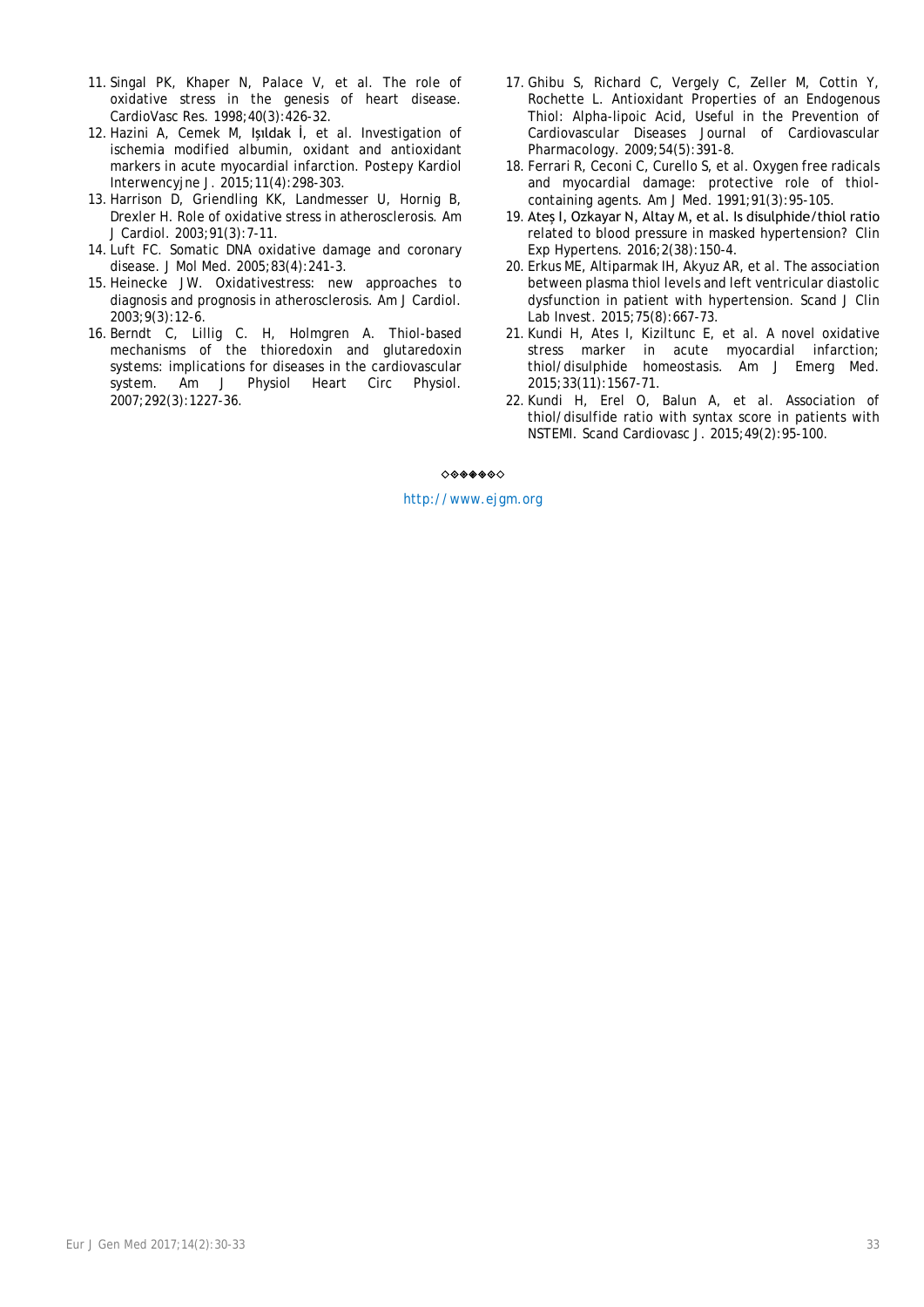11. Singal PK, Khaper N, Palace V, et al. The role of oxidative stress in the genesis of heart disease. CardioVasc Res. 1998;40(3):426-32.
12. Hazini A, Cemek M, Işıldak İ, et al. Investigation of ischemia modified albumin, oxidant and antioxidant markers in acute myocardial infarction. Postepy Kardiol Interwencyjne J. 2015;11(4):298-303.
13. Harrison D, Griendling KK, Landmesser U, Hornig B, Drexler H. Role of oxidative stress in atherosclerosis. Am J Cardiol. 2003;91(3):7-11.
14. Luft FC. Somatic DNA oxidative damage and coronary disease. J Mol Med. 2005;83(4):241-3.
15. Heinecke JW. Oxidativestress: new approaches to diagnosis and prognosis in atherosclerosis. Am J Cardiol. 2003;9(3):12-6.
16. Berndt C, Lillig C. H, Holmgren A. Thiol-based mechanisms of the thioredoxin and glutaredoxin systems: implications for diseases in the cardiovascular system. Am J Physiol Heart Circ Physiol. 2007;292(3):1227-36.
17. Ghibu S, Richard C, Vergely C, Zeller M, Cottin Y, Rochette L. Antioxidant Properties of an Endogenous Thiol: Alpha-lipoic Acid, Useful in the Prevention of Cardiovascular Diseases Journal of Cardiovascular Pharmacology. 2009;54(5):391-8.
18. Ferrari R, Ceconi C, Curello S, et al. Oxygen free radicals and myocardial damage: protective role of thiol-containing agents. Am J Med. 1991;91(3):95-105.
19. Ateş I, Ozkayar N, Altay M, et al. Is disulphide/thiol ratio related to blood pressure in masked hypertension? Clin Exp Hypertens. 2016;2(38):150-4.
20. Erkus ME, Altiparmak IH, Akyuz AR, et al. The association between plasma thiol levels and left ventricular diastolic dysfunction in patient with hypertension. Scand J Clin Lab Invest. 2015;75(8):667-73.
21. Kundi H, Ates I, Kiziltunc E, et al. A novel oxidative stress marker in acute myocardial infarction; thiol/disulphide homeostasis. Am J Emerg Med. 2015;33(11):1567-71.
22. Kundi H, Erel O, Balun A, et al. Association of thiol/disulfide ratio with syntax score in patients with NSTEMI. Scand Cardiovasc J. 2015;49(2):95-100.

◇◈◈◈◈◈◇

http://www.ejgm.org